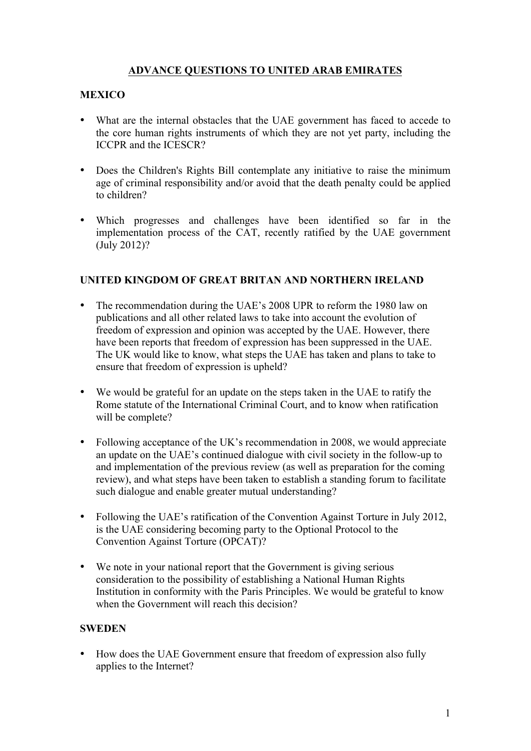# ADVANCE QUESTIONS TO UNITED ARAB EMIRATES

## MEXICO

- What are the internal obstacles that the UAE government has faced to accede to the core human rights instruments of which they are not yet party, including the ICCPR and the ICESCR?
- Does the Children's Rights Bill contemplate any initiative to raise the minimum age of criminal responsibility and/or avoid that the death penalty could be applied to children?
- Which progresses and challenges have been identified so far in the implementation process of the CAT, recently ratified by the UAE government (July 2012)?

## UNITED KINGDOM OF GREAT BRITAN AND NORTHERN IRELAND

- The recommendation during the UAE's 2008 UPR to reform the 1980 law on publications and all other related laws to take into account the evolution of freedom of expression and opinion was accepted by the UAE. However, there have been reports that freedom of expression has been suppressed in the UAE. The UK would like to know, what steps the UAE has taken and plans to take to ensure that freedom of expression is upheld?
- We would be grateful for an update on the steps taken in the UAE to ratify the Rome statute of the International Criminal Court, and to know when ratification will be complete?
- Following acceptance of the UK's recommendation in 2008, we would appreciate an update on the UAE's continued dialogue with civil society in the follow-up to and implementation of the previous review (as well as preparation for the coming review), and what steps have been taken to establish a standing forum to facilitate such dialogue and enable greater mutual understanding?
- Following the UAE's ratification of the Convention Against Torture in July 2012, is the UAE considering becoming party to the Optional Protocol to the Convention Against Torture (OPCAT)?
- We note in your national report that the Government is giving serious consideration to the possibility of establishing a National Human Rights Institution in conformity with the Paris Principles. We would be grateful to know when the Government will reach this decision?

## SWEDEN

- How does the UAE Government ensure that freedom of expression also fully applies to the Internet?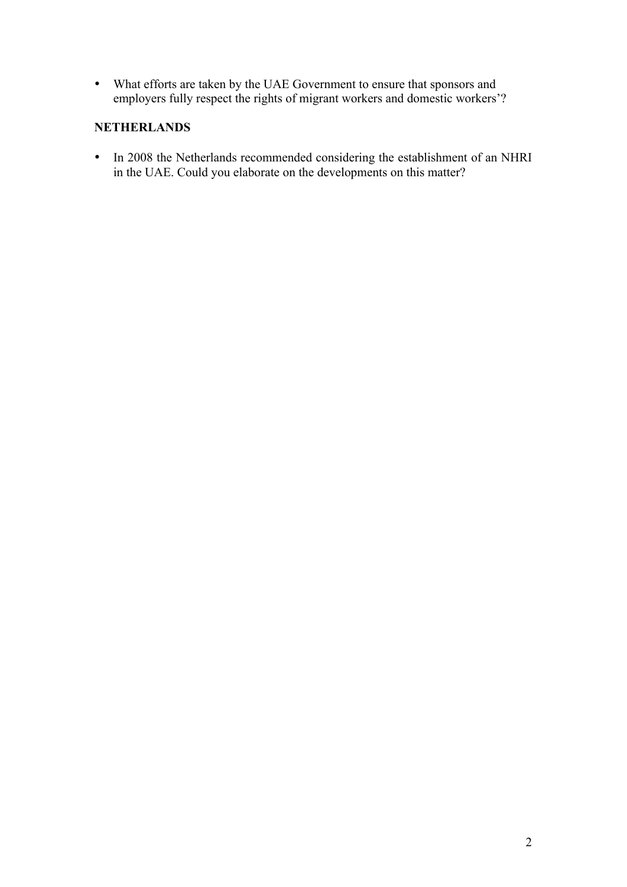- What efforts are taken by the UAE Government to ensure that sponsors and employers fully respect the rights of migrant workers and domestic workers'?

**NETHERLANDS**

- In 2008 the Netherlands recommended considering the establishment of an NHRI in the UAE. Could you elaborate on the developments on this matter?